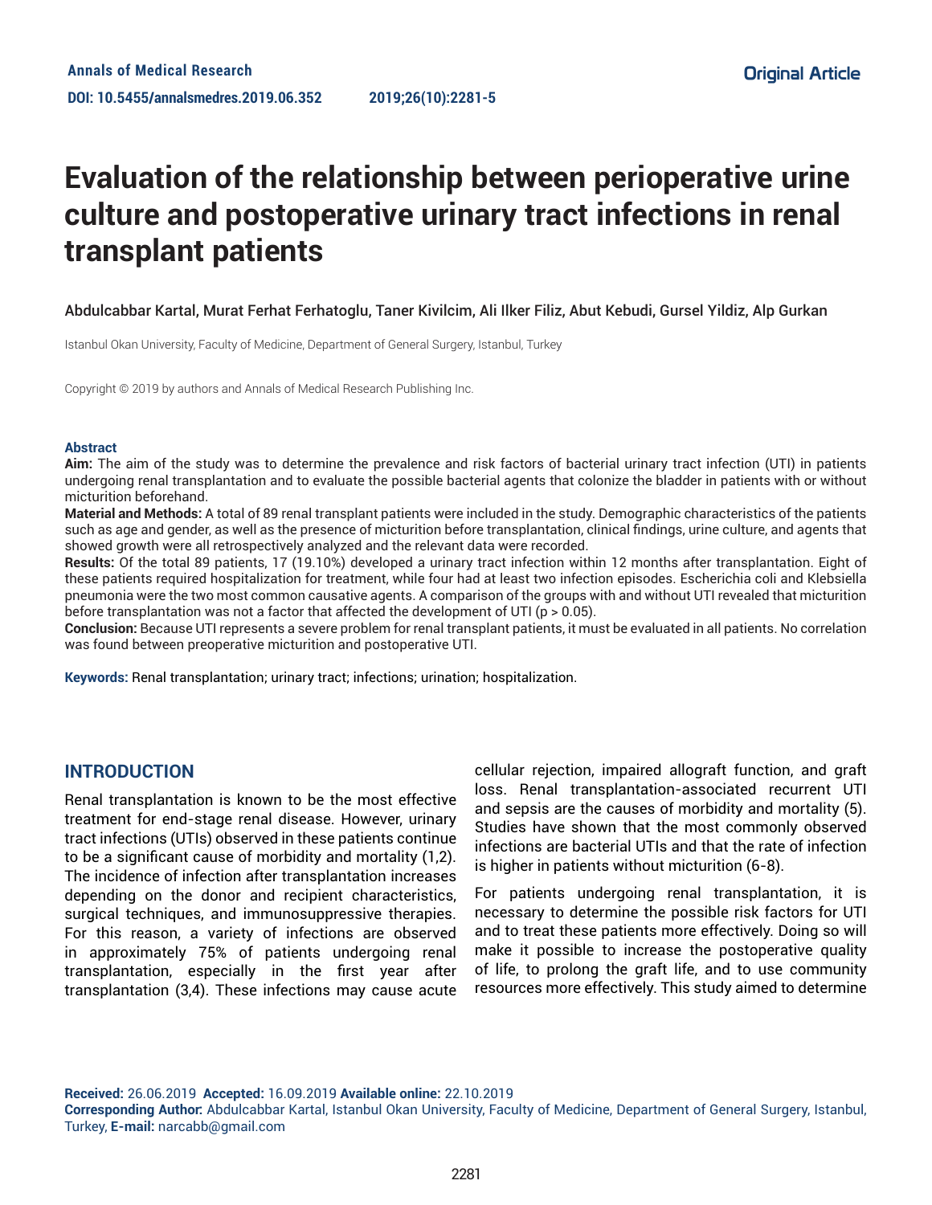Original Article

# Evaluation of the relationship between perioperative urine culture and postoperative urinary tract infections in renal transplant patients

Abdulcabbar Kartal, Murat Ferhat Ferhatoglu, Taner Kivilcim, Ali Ilker Filiz, Abut Kebudi, Gursel Yildiz, Alp Gurkan

Istanbul Okan University, Faculty of Medicine, Department of General Surgery, Istanbul, Turkey

Copyright © 2019 by authors and Annals of Medical Research Publishing Inc.

## Abstract

**Aim:** The aim of the study was to determine the prevalence and risk factors of bacterial urinary tract infection (UTI) in patients undergoing renal transplantation and to evaluate the possible bacterial agents that colonize the bladder in patients with or without micturition beforehand.

**Material and Methods:** A total of 89 renal transplant patients were included in the study. Demographic characteristics of the patients such as age and gender, as well as the presence of micturition before transplantation, clinical findings, urine culture, and agents that showed growth were all retrospectively analyzed and the relevant data were recorded.

**Results:** Of the total 89 patients, 17 (19.10%) developed a urinary tract infection within 12 months after transplantation. Eight of these patients required hospitalization for treatment, while four had at least two infection episodes. Escherichia coli and Klebsiella pneumonia were the two most common causative agents. A comparison of the groups with and without UTI revealed that micturition before transplantation was not a factor that affected the development of UTI ($p > 0.05$).

**Conclusion:** Because UTI represents a severe problem for renal transplant patients, it must be evaluated in all patients. No correlation was found between preoperative micturition and postoperative UTI.

**Keywords:** Renal transplantation; urinary tract; infections; urination; hospitalization.

## INTRODUCTION

Renal transplantation is known to be the most effective treatment for end-stage renal disease. However, urinary tract infections (UTIs) observed in these patients continue to be a significant cause of morbidity and mortality (1,2). The incidence of infection after transplantation increases depending on the donor and recipient characteristics, surgical techniques, and immunosuppressive therapies. For this reason, a variety of infections are observed in approximately 75% of patients undergoing renal transplantation, especially in the first year after transplantation (3,4). These infections may cause acute cellular rejection, impaired allograft function, and graft loss. Renal transplantation-associated recurrent UTI and sepsis are the causes of morbidity and mortality (5). Studies have shown that the most commonly observed infections are bacterial UTIs and that the rate of infection is higher in patients without micturition (6-8).

For patients undergoing renal transplantation, it is necessary to determine the possible risk factors for UTI and to treat these patients more effectively. Doing so will make it possible to increase the postoperative quality of life, to prolong the graft life, and to use community resources more effectively. This study aimed to determine

**Received:** 26.06.2019 **Accepted:** 16.09.2019 **Available online:** 22.10.2019

**Corresponding Author:** Abdulcabbar Kartal, Istanbul Okan University, Faculty of Medicine, Department of General Surgery, Istanbul, Turkey, **E-mail:** narcabb@gmail.com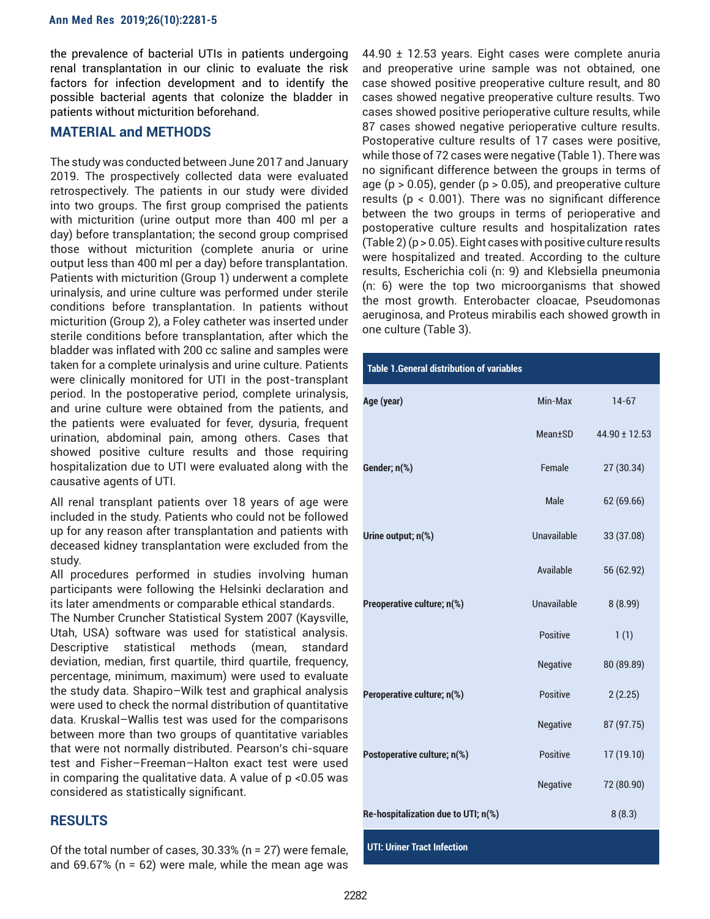the prevalence of bacterial UTIs in patients undergoing renal transplantation in our clinic to evaluate the risk factors for infection development and to identify the possible bacterial agents that colonize the bladder in patients without micturition beforehand.

## MATERIAL and METHODS

The study was conducted between June 2017 and January 2019. The prospectively collected data were evaluated retrospectively. The patients in our study were divided into two groups. The first group comprised the patients with micturition (urine output more than 400 ml per a day) before transplantation; the second group comprised those without micturition (complete anuria or urine output less than 400 ml per a day) before transplantation. Patients with micturition (Group 1) underwent a complete urinalysis, and urine culture was performed under sterile conditions before transplantation. In patients without micturition (Group 2), a Foley catheter was inserted under sterile conditions before transplantation, after which the bladder was inflated with 200 cc saline and samples were taken for a complete urinalysis and urine culture. Patients were clinically monitored for UTI in the post-transplant period. In the postoperative period, complete urinalysis, and urine culture were obtained from the patients, and the patients were evaluated for fever, dysuria, frequent urination, abdominal pain, among others. Cases that showed positive culture results and those requiring hospitalization due to UTI were evaluated along with the causative agents of UTI.

All renal transplant patients over 18 years of age were included in the study. Patients who could not be followed up for any reason after transplantation and patients with deceased kidney transplantation were excluded from the study.

All procedures performed in studies involving human participants were following the Helsinki declaration and its later amendments or comparable ethical standards.

The Number Cruncher Statistical System 2007 (Kaysville, Utah, USA) software was used for statistical analysis. Descriptive statistical methods (mean, standard deviation, median, first quartile, third quartile, frequency, percentage, minimum, maximum) were used to evaluate the study data. Shapiro–Wilk test and graphical analysis were used to check the normal distribution of quantitative data. Kruskal–Wallis test was used for the comparisons between more than two groups of quantitative variables that were not normally distributed. Pearson's chi-square test and Fisher–Freeman–Halton exact test were used in comparing the qualitative data. A value of $p < 0.05$ was considered as statistically significant.

## RESULTS

Of the total number of cases, 30.33% (n = 27) were female, and 69.67% (n = 62) were male, while the mean age was 44.90 ± 12.53 years. Eight cases were complete anuria and preoperative urine sample was not obtained, one case showed positive preoperative culture result, and 80 cases showed negative preoperative culture results. Two cases showed positive perioperative culture results, while 87 cases showed negative perioperative culture results. Postoperative culture results of 17 cases were positive, while those of 72 cases were negative (Table 1). There was no significant difference between the groups in terms of age ($p > 0.05$), gender ($p > 0.05$), and preoperative culture results ($p < 0.001$). There was no significant difference between the two groups in terms of perioperative and postoperative culture results and hospitalization rates (Table 2) ($p > 0.05$). Eight cases with positive culture results were hospitalized and treated. According to the culture results, Escherichia coli (n: 9) and Klebsiella pneumonia (n: 6) were the top two microorganisms that showed the most growth. Enterobacter cloacae, Pseudomonas aeruginosa, and Proteus mirabilis each showed growth in one culture (Table 3).

**Table 1.General distribution of variables**

| | | |
|---|---|---|
| **Age (year)** | Min-Max | 14-67 |
| | Mean±SD | 44.90 ± 12.53 |
| **Gender; n(%)** | Female | 27 (30.34) |
| | Male | 62 (69.66) |
| **Urine output; n(%)** | Unavailable | 33 (37.08) |
| | Available | 56 (62.92) |
| **Preoperative culture; n(%)** | Unavailable | 8 (8.99) |
| | Positive | 1 (1) |
| | Negative | 80 (89.89) |
| **Peroperative culture; n(%)** | Positive | 2 (2.25) |
| | Negative | 87 (97.75) |
| **Postoperative culture; n(%)** | Positive | 17 (19.10) |
| | Negative | 72 (80.90) |
| **Re-hospitalization due to UTI; n(%)** | | 8 (8.3) |

UTI: Uriner Tract Infection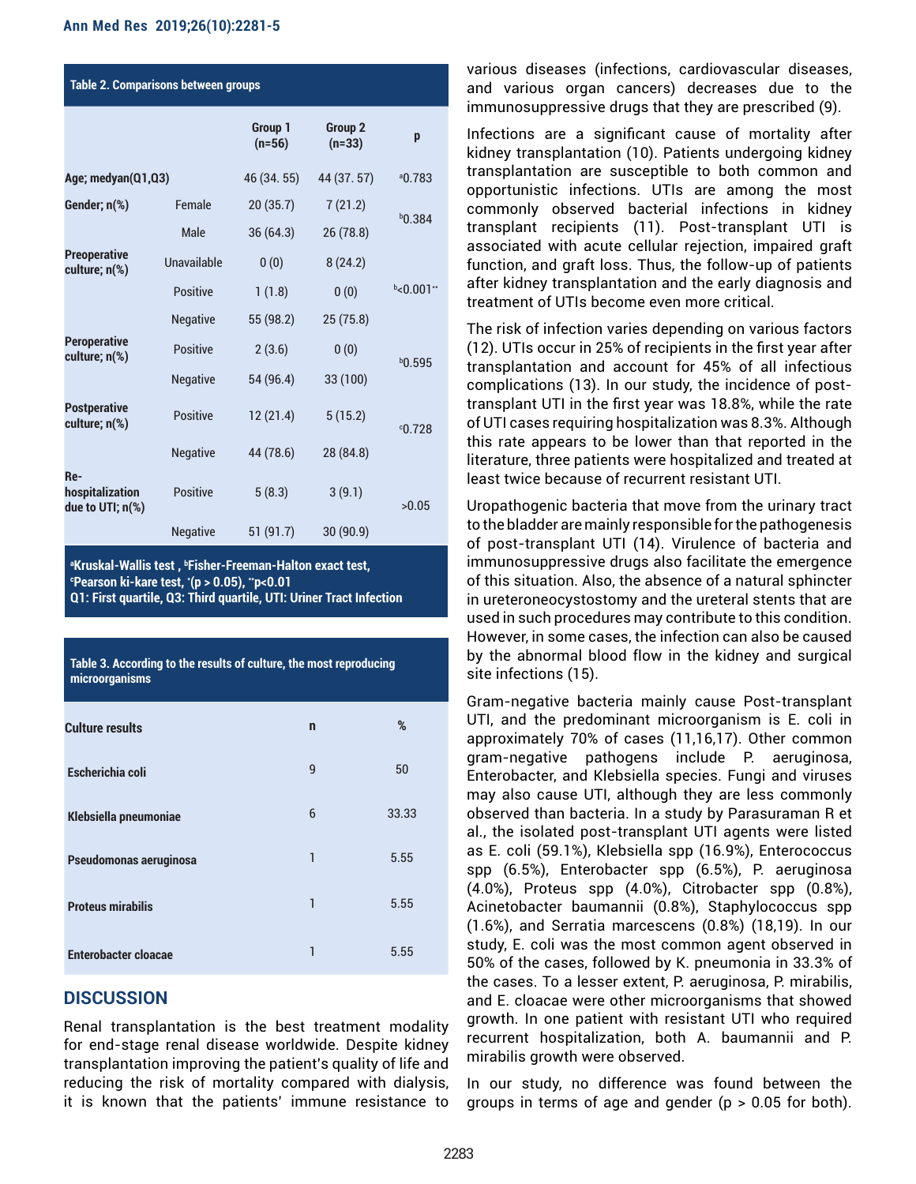**Table 2. Comparisons between groups**

| | | Group 1 (n=56) | Group 2 (n=33) | p |
|---|---|---|---|---|
| Age; medyan(Q1,Q3) | | 46 (34. 55) | 44 (37. 57) | [a]0.783 |
| Gender; n(%) | Female | 20 (35.7) | 7 (21.2) | [b]0.384 |
| | Male | 36 (64.3) | 26 (78.8) | |
| Preoperative culture; n(%) | Unavailable | 0 (0) | 8 (24.2) | [b]<0.001** |
| | Positive | 1 (1.8) | 0 (0) | |
| | Negative | 55 (98.2) | 25 (75.8) | |
| Peroperative culture; n(%) | Positive | 2 (3.6) | 0 (0) | [b]0.595 |
| | Negative | 54 (96.4) | 33 (100) | |
| Postperative culture; n(%) | Positive | 12 (21.4) | 5 (15.2) | [c]0.728 |
| | Negative | 44 (78.6) | 28 (84.8) | |
| Re-hospitalization due to UTI; n(%) | Positive | 5 (8.3) | 3 (9.1) | >0.05 |
| | Negative | 51 (91.7) | 30 (90.9) | |

[a]Kruskal-Wallis test , [b]Fisher-Freeman-Halton exact test, [c]Pearson ki-kare test, *(p > 0.05), **p<0.01
Q1: First quartile, Q3: Third quartile, UTI: Uriner Tract Infection

**Table 3. According to the results of culture, the most reproducing microorganisms**

| Culture results | n | % |
|---|---|---|
| Escherichia coli | 9 | 50 |
| Klebsiella pneumoniae | 6 | 33.33 |
| Pseudomonas aeruginosa | 1 | 5.55 |
| Proteus mirabilis | 1 | 5.55 |
| Enterobacter cloacae | 1 | 5.55 |

## DISCUSSION

Renal transplantation is the best treatment modality for end-stage renal disease worldwide. Despite kidney transplantation improving the patient's quality of life and reducing the risk of mortality compared with dialysis, it is known that the patients' immune resistance to various diseases (infections, cardiovascular diseases, and various organ cancers) decreases due to the immunosuppressive drugs that they are prescribed (9).

Infections are a significant cause of mortality after kidney transplantation (10). Patients undergoing kidney transplantation are susceptible to both common and opportunistic infections. UTIs are among the most commonly observed bacterial infections in kidney transplant recipients (11). Post-transplant UTI is associated with acute cellular rejection, impaired graft function, and graft loss. Thus, the follow-up of patients after kidney transplantation and the early diagnosis and treatment of UTIs become even more critical.

The risk of infection varies depending on various factors (12). UTIs occur in 25% of recipients in the first year after transplantation and account for 45% of all infectious complications (13). In our study, the incidence of post-transplant UTI in the first year was 18.8%, while the rate of UTI cases requiring hospitalization was 8.3%. Although this rate appears to be lower than that reported in the literature, three patients were hospitalized and treated at least twice because of recurrent resistant UTI.

Uropathogenic bacteria that move from the urinary tract to the bladder are mainly responsible for the pathogenesis of post-transplant UTI (14). Virulence of bacteria and immunosuppressive drugs also facilitate the emergence of this situation. Also, the absence of a natural sphincter in ureteroneocystostomy and the ureteral stents that are used in such procedures may contribute to this condition. However, in some cases, the infection can also be caused by the abnormal blood flow in the kidney and surgical site infections (15).

Gram-negative bacteria mainly cause Post-transplant UTI, and the predominant microorganism is E. coli in approximately 70% of cases (11,16,17). Other common gram-negative pathogens include P. aeruginosa, Enterobacter, and Klebsiella species. Fungi and viruses may also cause UTI, although they are less commonly observed than bacteria. In a study by Parasuraman R et al., the isolated post-transplant UTI agents were listed as E. coli (59.1%), Klebsiella spp (16.9%), Enterococcus spp (6.5%), Enterobacter spp (6.5%), P. aeruginosa (4.0%), Proteus spp (4.0%), Citrobacter spp (0.8%), Acinetobacter baumannii (0.8%), Staphylococcus spp (1.6%), and Serratia marcescens (0.8%) (18,19). In our study, E. coli was the most common agent observed in 50% of the cases, followed by K. pneumonia in 33.3% of the cases. To a lesser extent, P. aeruginosa, P. mirabilis, and E. cloacae were other microorganisms that showed growth. In one patient with resistant UTI who required recurrent hospitalization, both A. baumannii and P. mirabilis growth were observed.

In our study, no difference was found between the groups in terms of age and gender (p > 0.05 for both).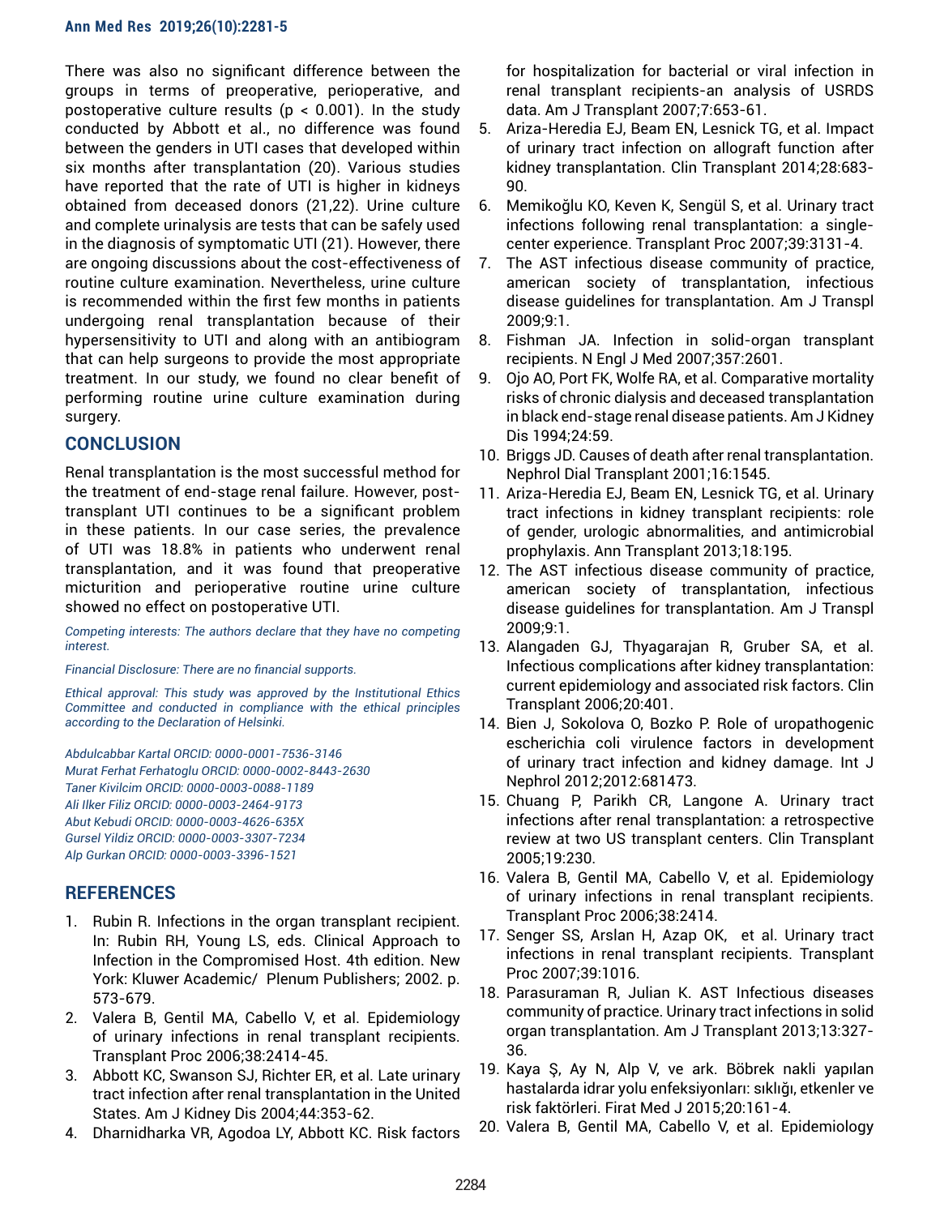There was also no significant difference between the groups in terms of preoperative, perioperative, and postoperative culture results ($p < 0.001$). In the study conducted by Abbott et al., no difference was found between the genders in UTI cases that developed within six months after transplantation (20). Various studies have reported that the rate of UTI is higher in kidneys obtained from deceased donors (21,22). Urine culture and complete urinalysis are tests that can be safely used in the diagnosis of symptomatic UTI (21). However, there are ongoing discussions about the cost-effectiveness of routine culture examination. Nevertheless, urine culture is recommended within the first few months in patients undergoing renal transplantation because of their hypersensitivity to UTI and along with an antibiogram that can help surgeons to provide the most appropriate treatment. In our study, we found no clear benefit of performing routine urine culture examination during surgery.

## CONCLUSION

Renal transplantation is the most successful method for the treatment of end-stage renal failure. However, post-transplant UTI continues to be a significant problem in these patients. In our case series, the prevalence of UTI was 18.8% in patients who underwent renal transplantation, and it was found that preoperative micturition and perioperative routine urine culture showed no effect on postoperative UTI.

*Competing interests: The authors declare that they have no competing interest.*

*Financial Disclosure: There are no financial supports.*

*Ethical approval: This study was approved by the Institutional Ethics Committee and conducted in compliance with the ethical principles according to the Declaration of Helsinki.*

*Abdulcabbar Kartal ORCID: 0000-0001-7536-3146*
*Murat Ferhat Ferhatoglu ORCID: 0000-0002-8443-2630*
*Taner Kivilcim ORCID: 0000-0003-0088-1189*
*Ali Ilker Filiz ORCID: 0000-0003-2464-9173*
*Abut Kebudi ORCID: 0000-0003-4626-635X*
*Gursel Yildiz ORCID: 0000-0003-3307-7234*
*Alp Gurkan ORCID: 0000-0003-3396-1521*

## REFERENCES

1. Rubin R. Infections in the organ transplant recipient. In: Rubin RH, Young LS, eds. Clinical Approach to Infection in the Compromised Host. 4th edition. New York: Kluwer Academic/ Plenum Publishers; 2002. p. 573-679.
2. Valera B, Gentil MA, Cabello V, et al. Epidemiology of urinary infections in renal transplant recipients. Transplant Proc 2006;38:2414-45.
3. Abbott KC, Swanson SJ, Richter ER, et al. Late urinary tract infection after renal transplantation in the United States. Am J Kidney Dis 2004;44:353-62.
4. Dharnidharka VR, Agodoa LY, Abbott KC. Risk factors for hospitalization for bacterial or viral infection in renal transplant recipients-an analysis of USRDS data. Am J Transplant 2007;7:653-61.
5. Ariza-Heredia EJ, Beam EN, Lesnick TG, et al. Impact of urinary tract infection on allograft function after kidney transplantation. Clin Transplant 2014;28:683-90.
6. Memikoğlu KO, Keven K, Sengül S, et al. Urinary tract infections following renal transplantation: a single-center experience. Transplant Proc 2007;39:3131-4.
7. The AST infectious disease community of practice, american society of transplantation, infectious disease guidelines for transplantation. Am J Transpl 2009;9:1.
8. Fishman JA. Infection in solid-organ transplant recipients. N Engl J Med 2007;357:2601.
9. Ojo AO, Port FK, Wolfe RA, et al. Comparative mortality risks of chronic dialysis and deceased transplantation in black end-stage renal disease patients. Am J Kidney Dis 1994;24:59.
10. Briggs JD. Causes of death after renal transplantation. Nephrol Dial Transplant 2001;16:1545.
11. Ariza-Heredia EJ, Beam EN, Lesnick TG, et al. Urinary tract infections in kidney transplant recipients: role of gender, urologic abnormalities, and antimicrobial prophylaxis. Ann Transplant 2013;18:195.
12. The AST infectious disease community of practice, american society of transplantation, infectious disease guidelines for transplantation. Am J Transpl 2009;9:1.
13. Alangaden GJ, Thyagarajan R, Gruber SA, et al. Infectious complications after kidney transplantation: current epidemiology and associated risk factors. Clin Transplant 2006;20:401.
14. Bien J, Sokolova O, Bozko P. Role of uropathogenic escherichia coli virulence factors in development of urinary tract infection and kidney damage. Int J Nephrol 2012;2012:681473.
15. Chuang P, Parikh CR, Langone A. Urinary tract infections after renal transplantation: a retrospective review at two US transplant centers. Clin Transplant 2005;19:230.
16. Valera B, Gentil MA, Cabello V, et al. Epidemiology of urinary infections in renal transplant recipients. Transplant Proc 2006;38:2414.
17. Senger SS, Arslan H, Azap OK, et al. Urinary tract infections in renal transplant recipients. Transplant Proc 2007;39:1016.
18. Parasuraman R, Julian K. AST Infectious diseases community of practice. Urinary tract infections in solid organ transplantation. Am J Transplant 2013;13:327-36.
19. Kaya Ş, Ay N, Alp V, ve ark. Böbrek nakli yapılan hastalarda idrar yolu enfeksiyonları: sıklığı, etkenler ve risk faktörleri. Firat Med J 2015;20:161-4.
20. Valera B, Gentil MA, Cabello V, et al. Epidemiology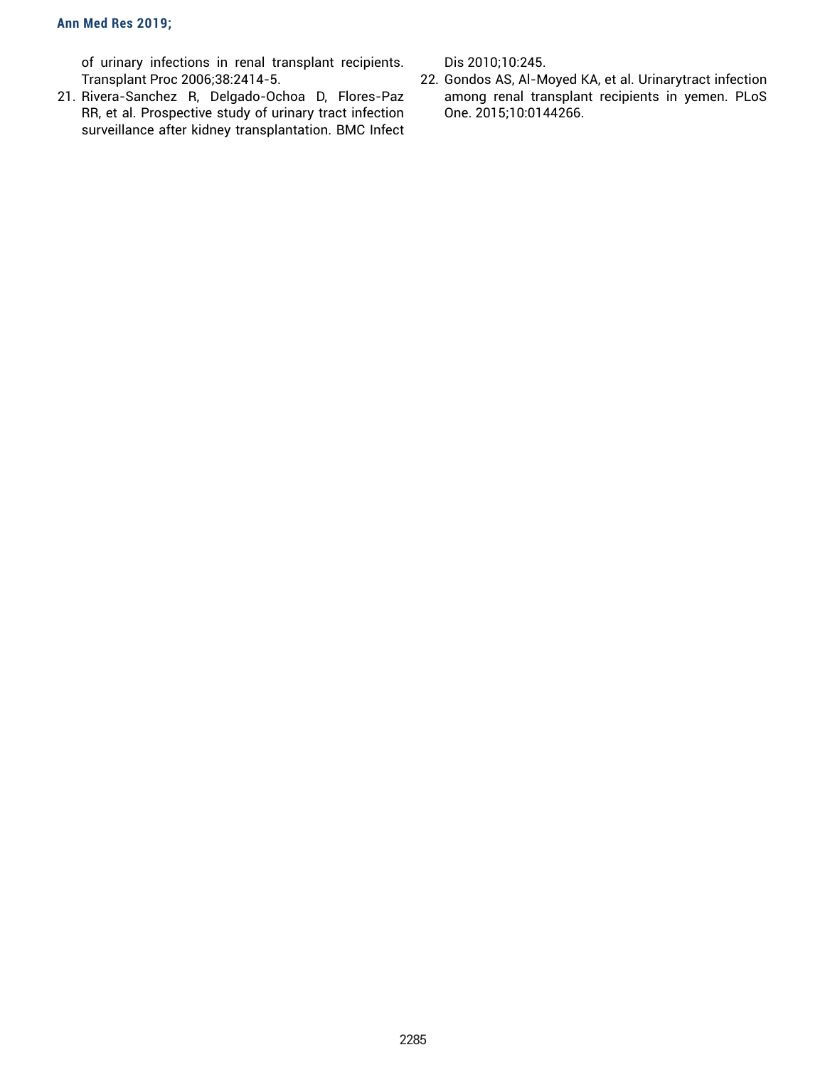of urinary infections in renal transplant recipients. Transplant Proc 2006;38:2414-5.

21. Rivera-Sanchez R, Delgado-Ochoa D, Flores-Paz RR, et al. Prospective study of urinary tract infection surveillance after kidney transplantation. BMC Infect Dis 2010;10:245.
22. Gondos AS, Al-Moyed KA, et al. Urinarytract infection among renal transplant recipients in yemen. PLoS One. 2015;10:0144266.